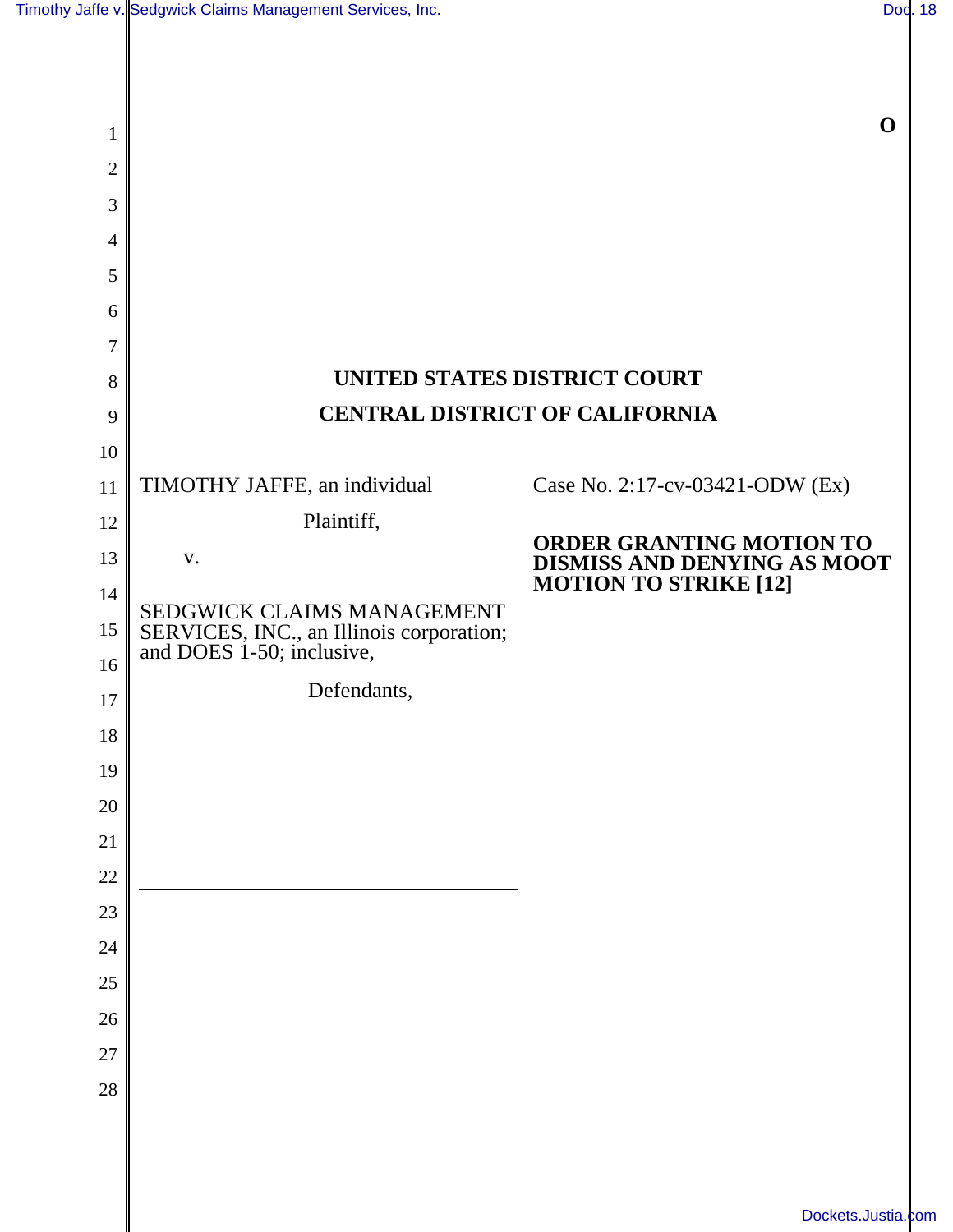O

# UNITED STATES DISTRICT COURT
# CENTRAL DISTRICT OF CALIFORNIA

TIMOTHY JAFFE, an individual

Plaintiff,

v.

SEDGWICK CLAIMS MANAGEMENT SERVICES, INC., an Illinois corporation; and DOES 1-50; inclusive,

Defendants,

Case No. 2:17-cv-03421-ODW (Ex)

**ORDER GRANTING MOTION TO DISMISS AND DENYING AS MOOT MOTION TO STRIKE [12]**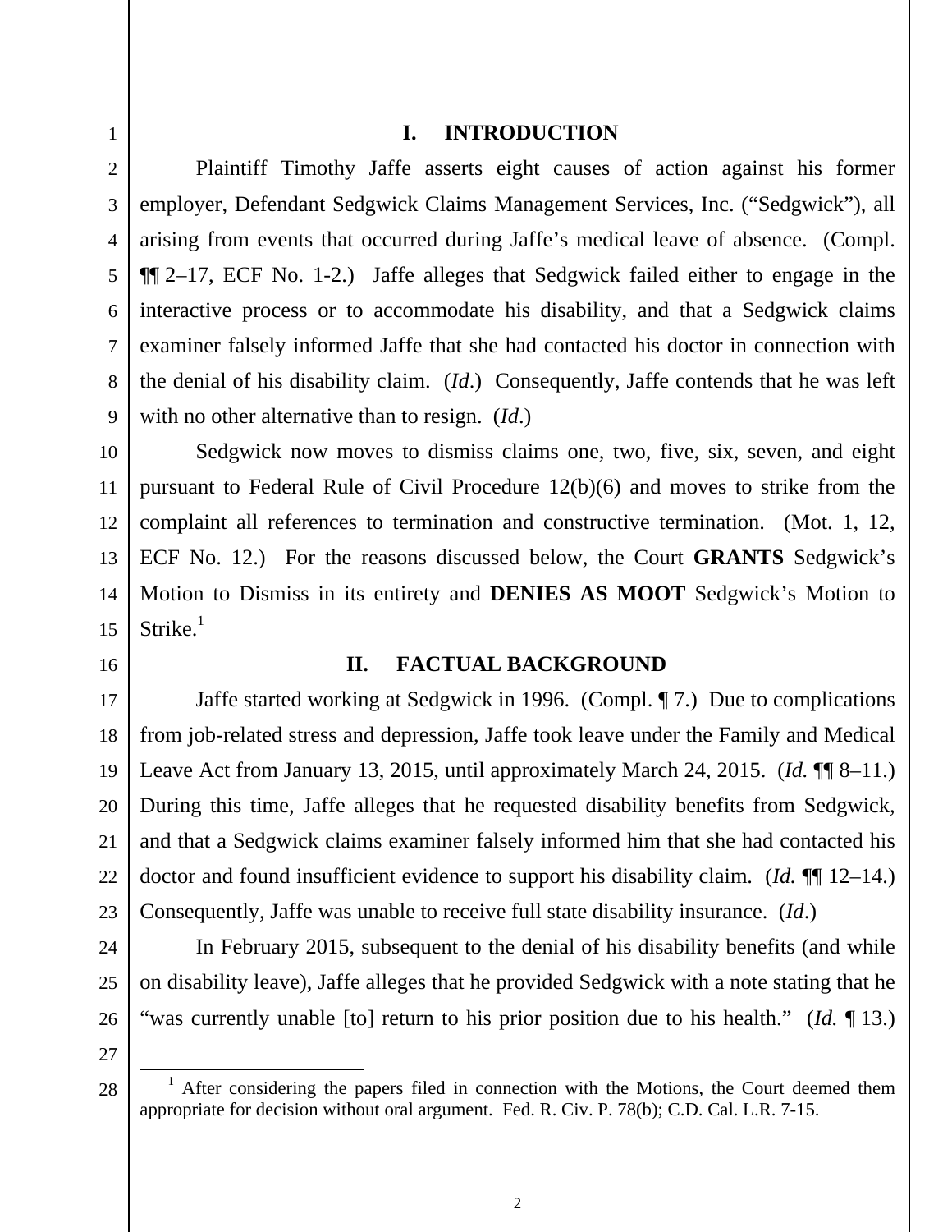## I. INTRODUCTION

Plaintiff Timothy Jaffe asserts eight causes of action against his former employer, Defendant Sedgwick Claims Management Services, Inc. ("Sedgwick"), all arising from events that occurred during Jaffe's medical leave of absence. (Compl. ¶¶ 2–17, ECF No. 1-2.) Jaffe alleges that Sedgwick failed either to engage in the interactive process or to accommodate his disability, and that a Sedgwick claims examiner falsely informed Jaffe that she had contacted his doctor in connection with the denial of his disability claim. (*Id*.) Consequently, Jaffe contends that he was left with no other alternative than to resign. (*Id*.)

Sedgwick now moves to dismiss claims one, two, five, six, seven, and eight pursuant to Federal Rule of Civil Procedure 12(b)(6) and moves to strike from the complaint all references to termination and constructive termination. (Mot. 1, 12, ECF No. 12.) For the reasons discussed below, the Court **GRANTS** Sedgwick's Motion to Dismiss in its entirety and **DENIES AS MOOT** Sedgwick's Motion to Strike.[1]

## II. FACTUAL BACKGROUND

Jaffe started working at Sedgwick in 1996. (Compl. ¶ 7.) Due to complications from job-related stress and depression, Jaffe took leave under the Family and Medical Leave Act from January 13, 2015, until approximately March 24, 2015. (*Id.* ¶¶ 8–11.) During this time, Jaffe alleges that he requested disability benefits from Sedgwick, and that a Sedgwick claims examiner falsely informed him that she had contacted his doctor and found insufficient evidence to support his disability claim. (*Id.* ¶¶ 12–14.) Consequently, Jaffe was unable to receive full state disability insurance. (*Id*.)

In February 2015, subsequent to the denial of his disability benefits (and while on disability leave), Jaffe alleges that he provided Sedgwick with a note stating that he "was currently unable [to] return to his prior position due to his health." (*Id.* ¶ 13.)

---

[1] After considering the papers filed in connection with the Motions, the Court deemed them appropriate for decision without oral argument. Fed. R. Civ. P. 78(b); C.D. Cal. L.R. 7-15.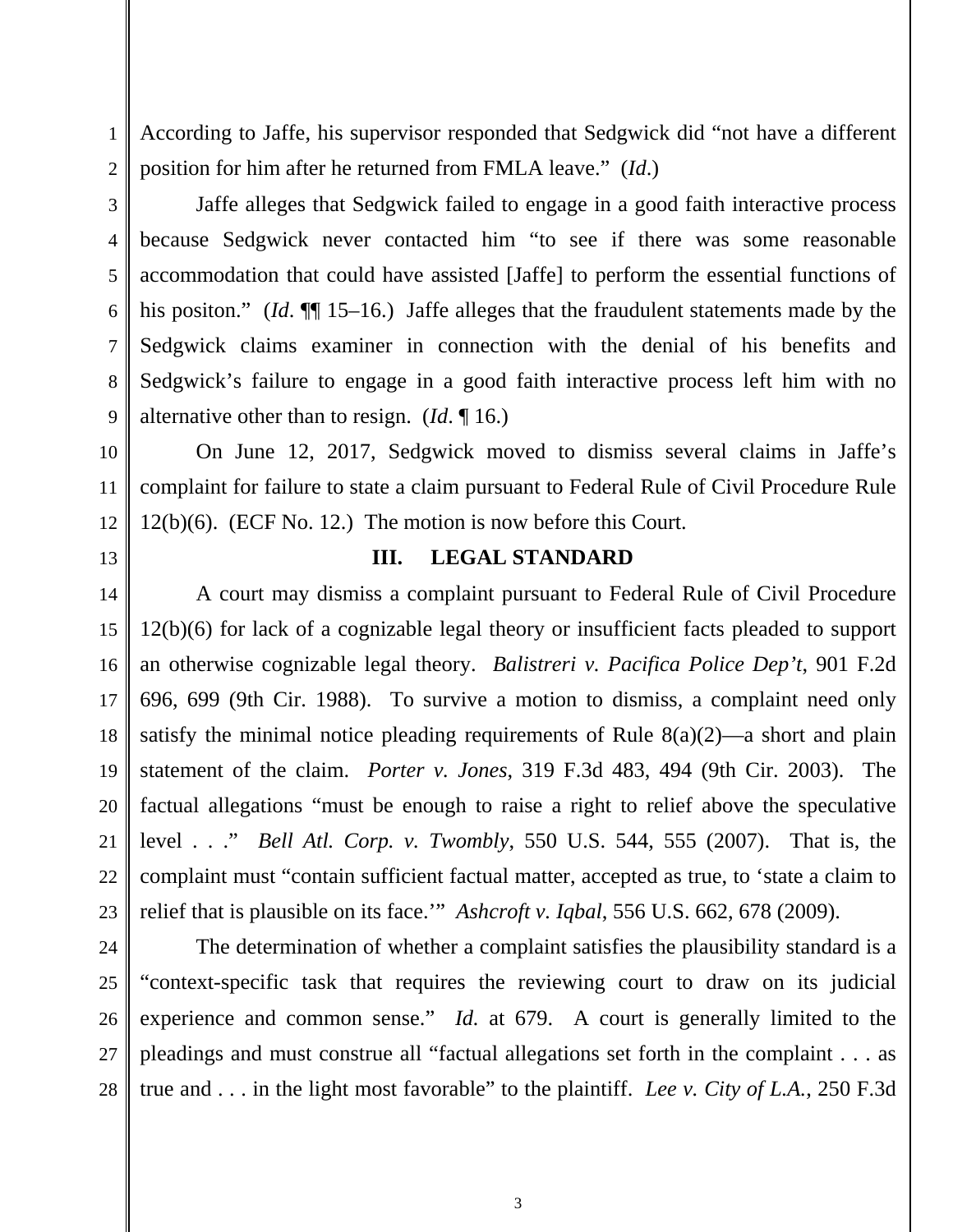According to Jaffe, his supervisor responded that Sedgwick did "not have a different position for him after he returned from FMLA leave." (*Id.*)

Jaffe alleges that Sedgwick failed to engage in a good faith interactive process because Sedgwick never contacted him "to see if there was some reasonable accommodation that could have assisted [Jaffe] to perform the essential functions of his positon." (*Id.* ¶¶ 15–16.) Jaffe alleges that the fraudulent statements made by the Sedgwick claims examiner in connection with the denial of his benefits and Sedgwick's failure to engage in a good faith interactive process left him with no alternative other than to resign. (*Id.* ¶ 16.)

On June 12, 2017, Sedgwick moved to dismiss several claims in Jaffe's complaint for failure to state a claim pursuant to Federal Rule of Civil Procedure Rule 12(b)(6). (ECF No. 12.) The motion is now before this Court.

## III. LEGAL STANDARD

A court may dismiss a complaint pursuant to Federal Rule of Civil Procedure 12(b)(6) for lack of a cognizable legal theory or insufficient facts pleaded to support an otherwise cognizable legal theory. *Balistreri v. Pacifica Police Dep't*, 901 F.2d 696, 699 (9th Cir. 1988). To survive a motion to dismiss, a complaint need only satisfy the minimal notice pleading requirements of Rule 8(a)(2)—a short and plain statement of the claim. *Porter v. Jones*, 319 F.3d 483, 494 (9th Cir. 2003). The factual allegations "must be enough to raise a right to relief above the speculative level . . ." *Bell Atl. Corp. v. Twombly*, 550 U.S. 544, 555 (2007). That is, the complaint must "contain sufficient factual matter, accepted as true, to 'state a claim to relief that is plausible on its face.'" *Ashcroft v. Iqbal*, 556 U.S. 662, 678 (2009).

The determination of whether a complaint satisfies the plausibility standard is a "context-specific task that requires the reviewing court to draw on its judicial experience and common sense." *Id.* at 679. A court is generally limited to the pleadings and must construe all "factual allegations set forth in the complaint . . . as true and . . . in the light most favorable" to the plaintiff. *Lee v. City of L.A.*, 250 F.3d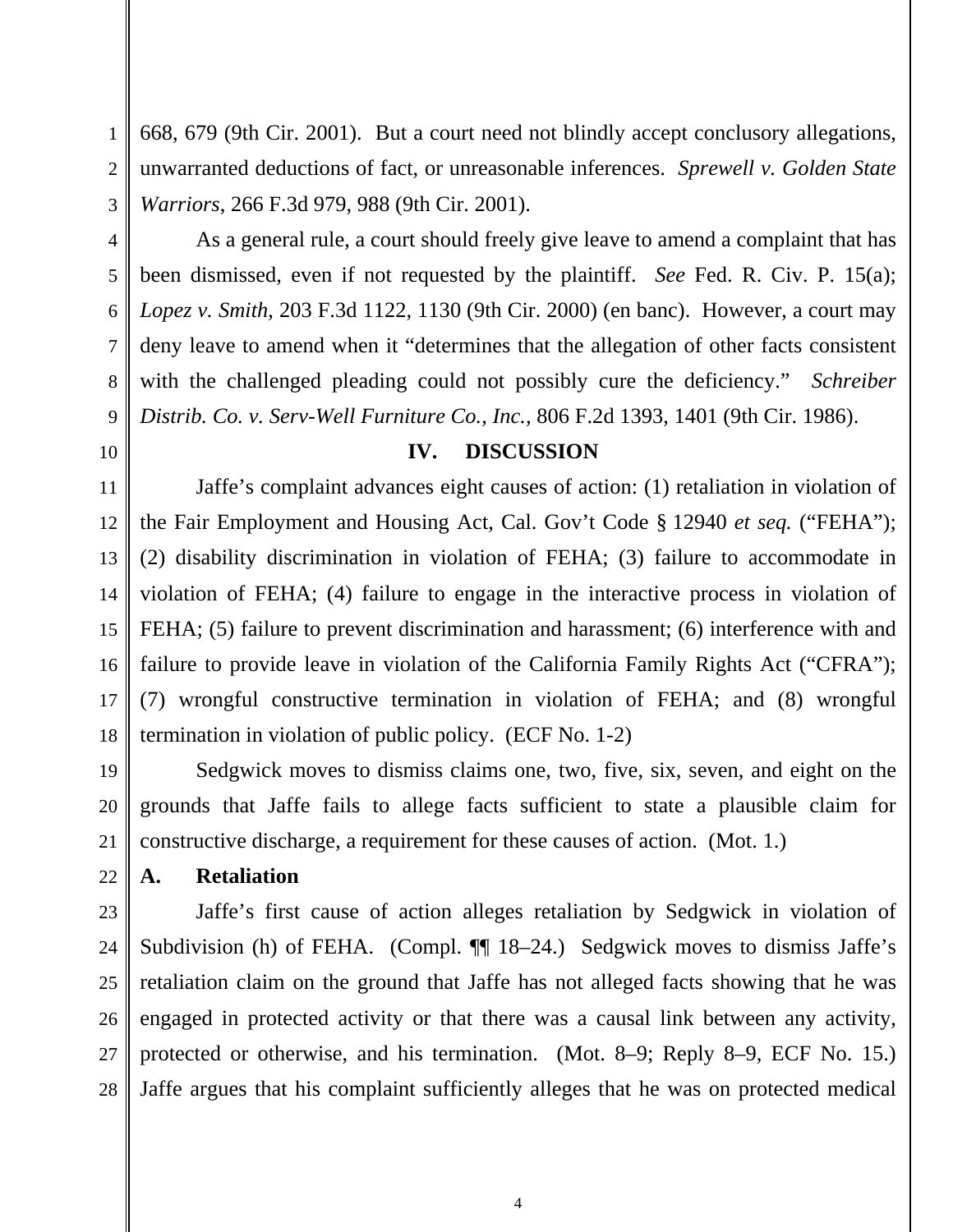668, 679 (9th Cir. 2001). But a court need not blindly accept conclusory allegations, unwarranted deductions of fact, or unreasonable inferences. *Sprewell v. Golden State Warriors*, 266 F.3d 979, 988 (9th Cir. 2001).

As a general rule, a court should freely give leave to amend a complaint that has been dismissed, even if not requested by the plaintiff. *See* Fed. R. Civ. P. 15(a); *Lopez v. Smith*, 203 F.3d 1122, 1130 (9th Cir. 2000) (en banc). However, a court may deny leave to amend when it "determines that the allegation of other facts consistent with the challenged pleading could not possibly cure the deficiency." *Schreiber Distrib. Co. v. Serv-Well Furniture Co., Inc.*, 806 F.2d 1393, 1401 (9th Cir. 1986).

## IV. DISCUSSION

Jaffe's complaint advances eight causes of action: (1) retaliation in violation of the Fair Employment and Housing Act, Cal. Gov't Code § 12940 *et seq.* ("FEHA"); (2) disability discrimination in violation of FEHA; (3) failure to accommodate in violation of FEHA; (4) failure to engage in the interactive process in violation of FEHA; (5) failure to prevent discrimination and harassment; (6) interference with and failure to provide leave in violation of the California Family Rights Act ("CFRA"); (7) wrongful constructive termination in violation of FEHA; and (8) wrongful termination in violation of public policy. (ECF No. 1-2)

Sedgwick moves to dismiss claims one, two, five, six, seven, and eight on the grounds that Jaffe fails to allege facts sufficient to state a plausible claim for constructive discharge, a requirement for these causes of action. (Mot. 1.)

### A. Retaliation

Jaffe's first cause of action alleges retaliation by Sedgwick in violation of Subdivision (h) of FEHA. (Compl. ¶¶ 18–24.) Sedgwick moves to dismiss Jaffe's retaliation claim on the ground that Jaffe has not alleged facts showing that he was engaged in protected activity or that there was a causal link between any activity, protected or otherwise, and his termination. (Mot. 8–9; Reply 8–9, ECF No. 15.) Jaffe argues that his complaint sufficiently alleges that he was on protected medical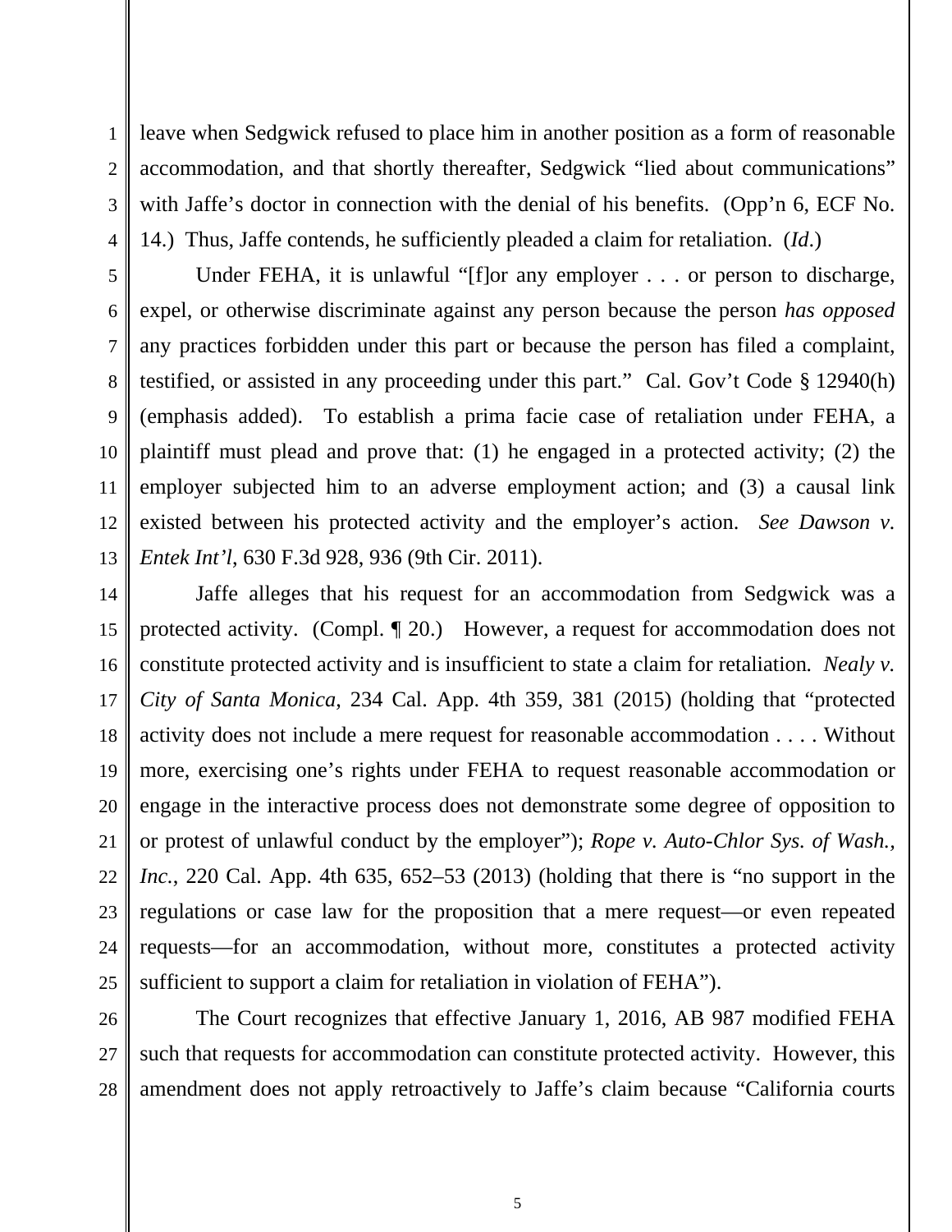leave when Sedgwick refused to place him in another position as a form of reasonable accommodation, and that shortly thereafter, Sedgwick "lied about communications" with Jaffe's doctor in connection with the denial of his benefits. (Opp'n 6, ECF No. 14.) Thus, Jaffe contends, he sufficiently pleaded a claim for retaliation. (*Id.*)

Under FEHA, it is unlawful "[f]or any employer . . . or person to discharge, expel, or otherwise discriminate against any person because the person *has opposed* any practices forbidden under this part or because the person has filed a complaint, testified, or assisted in any proceeding under this part." Cal. Gov't Code § 12940(h) (emphasis added). To establish a prima facie case of retaliation under FEHA, a plaintiff must plead and prove that: (1) he engaged in a protected activity; (2) the employer subjected him to an adverse employment action; and (3) a causal link existed between his protected activity and the employer's action. *See Dawson v. Entek Int'l*, 630 F.3d 928, 936 (9th Cir. 2011).

Jaffe alleges that his request for an accommodation from Sedgwick was a protected activity. (Compl. ¶ 20.) However, a request for accommodation does not constitute protected activity and is insufficient to state a claim for retaliation. *Nealy v. City of Santa Monica*, 234 Cal. App. 4th 359, 381 (2015) (holding that "protected activity does not include a mere request for reasonable accommodation . . . . Without more, exercising one's rights under FEHA to request reasonable accommodation or engage in the interactive process does not demonstrate some degree of opposition to or protest of unlawful conduct by the employer"); *Rope v. Auto-Chlor Sys. of Wash., Inc.*, 220 Cal. App. 4th 635, 652–53 (2013) (holding that there is "no support in the regulations or case law for the proposition that a mere request—or even repeated requests—for an accommodation, without more, constitutes a protected activity sufficient to support a claim for retaliation in violation of FEHA").

The Court recognizes that effective January 1, 2016, AB 987 modified FEHA such that requests for accommodation can constitute protected activity. However, this amendment does not apply retroactively to Jaffe's claim because "California courts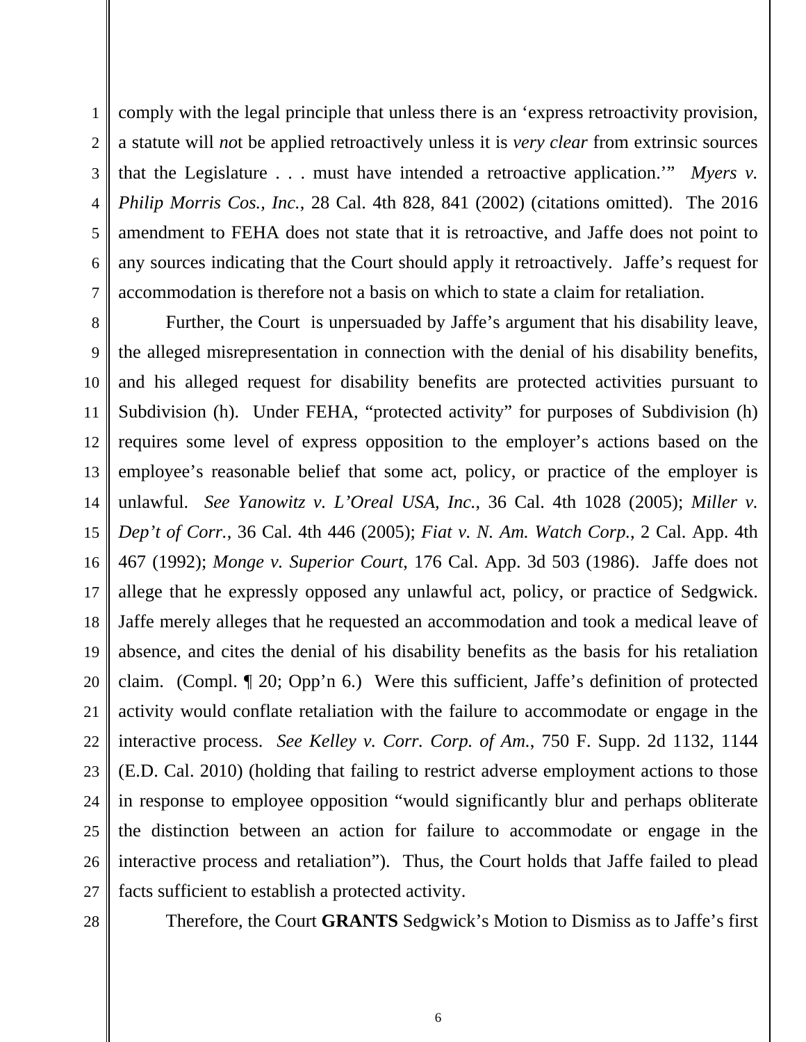comply with the legal principle that unless there is an 'express retroactivity provision, a statute will *no*t be applied retroactively unless it is *very clear* from extrinsic sources that the Legislature . . . must have intended a retroactive application.'" *Myers v. Philip Morris Cos., Inc.*, 28 Cal. 4th 828, 841 (2002) (citations omitted). The 2016 amendment to FEHA does not state that it is retroactive, and Jaffe does not point to any sources indicating that the Court should apply it retroactively. Jaffe's request for accommodation is therefore not a basis on which to state a claim for retaliation.

Further, the Court is unpersuaded by Jaffe's argument that his disability leave, the alleged misrepresentation in connection with the denial of his disability benefits, and his alleged request for disability benefits are protected activities pursuant to Subdivision (h). Under FEHA, "protected activity" for purposes of Subdivision (h) requires some level of express opposition to the employer's actions based on the employee's reasonable belief that some act, policy, or practice of the employer is unlawful. *See Yanowitz v. L'Oreal USA, Inc.*, 36 Cal. 4th 1028 (2005); *Miller v. Dep't of Corr.*, 36 Cal. 4th 446 (2005); *Fiat v. N. Am. Watch Corp.*, 2 Cal. App. 4th 467 (1992); *Monge v. Superior Court*, 176 Cal. App. 3d 503 (1986). Jaffe does not allege that he expressly opposed any unlawful act, policy, or practice of Sedgwick. Jaffe merely alleges that he requested an accommodation and took a medical leave of absence, and cites the denial of his disability benefits as the basis for his retaliation claim. (Compl. ¶ 20; Opp'n 6.) Were this sufficient, Jaffe's definition of protected activity would conflate retaliation with the failure to accommodate or engage in the interactive process. *See Kelley v. Corr. Corp. of Am.*, 750 F. Supp. 2d 1132, 1144 (E.D. Cal. 2010) (holding that failing to restrict adverse employment actions to those in response to employee opposition "would significantly blur and perhaps obliterate the distinction between an action for failure to accommodate or engage in the interactive process and retaliation"). Thus, the Court holds that Jaffe failed to plead facts sufficient to establish a protected activity.

Therefore, the Court **GRANTS** Sedgwick's Motion to Dismiss as to Jaffe's first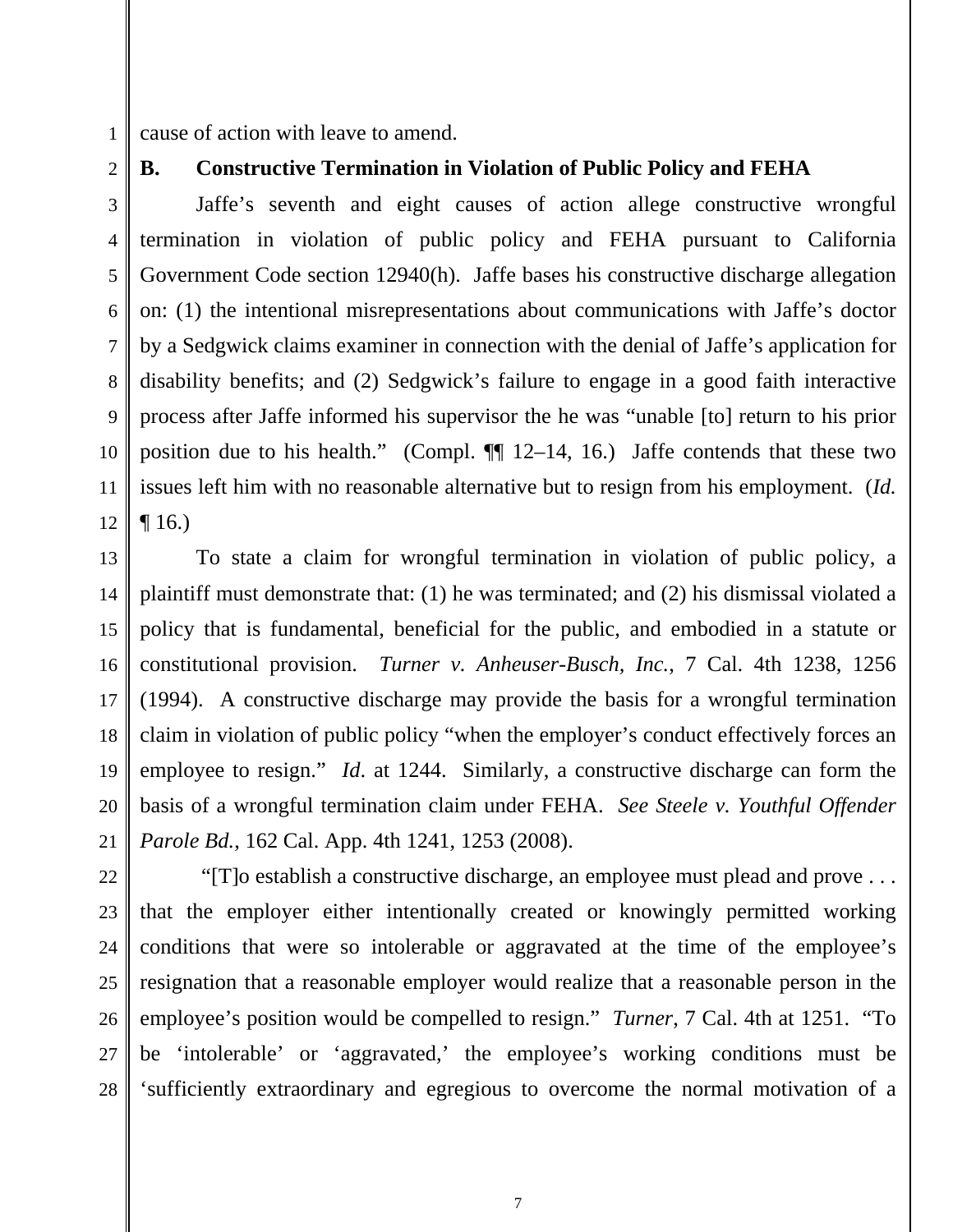cause of action with leave to amend.

**B. Constructive Termination in Violation of Public Policy and FEHA**

Jaffe's seventh and eight causes of action allege constructive wrongful termination in violation of public policy and FEHA pursuant to California Government Code section 12940(h). Jaffe bases his constructive discharge allegation on: (1) the intentional misrepresentations about communications with Jaffe's doctor by a Sedgwick claims examiner in connection with the denial of Jaffe's application for disability benefits; and (2) Sedgwick's failure to engage in a good faith interactive process after Jaffe informed his supervisor the he was "unable [to] return to his prior position due to his health." (Compl. ¶¶ 12–14, 16.) Jaffe contends that these two issues left him with no reasonable alternative but to resign from his employment. (*Id.* ¶ 16.)

To state a claim for wrongful termination in violation of public policy, a plaintiff must demonstrate that: (1) he was terminated; and (2) his dismissal violated a policy that is fundamental, beneficial for the public, and embodied in a statute or constitutional provision. *Turner v. Anheuser-Busch, Inc.*, 7 Cal. 4th 1238, 1256 (1994). A constructive discharge may provide the basis for a wrongful termination claim in violation of public policy "when the employer's conduct effectively forces an employee to resign." *Id*. at 1244. Similarly, a constructive discharge can form the basis of a wrongful termination claim under FEHA. *See Steele v. Youthful Offender Parole Bd.*, 162 Cal. App. 4th 1241, 1253 (2008).

"[T]o establish a constructive discharge, an employee must plead and prove . . . that the employer either intentionally created or knowingly permitted working conditions that were so intolerable or aggravated at the time of the employee's resignation that a reasonable employer would realize that a reasonable person in the employee's position would be compelled to resign." *Turner*, 7 Cal. 4th at 1251. "To be 'intolerable' or 'aggravated,' the employee's working conditions must be 'sufficiently extraordinary and egregious to overcome the normal motivation of a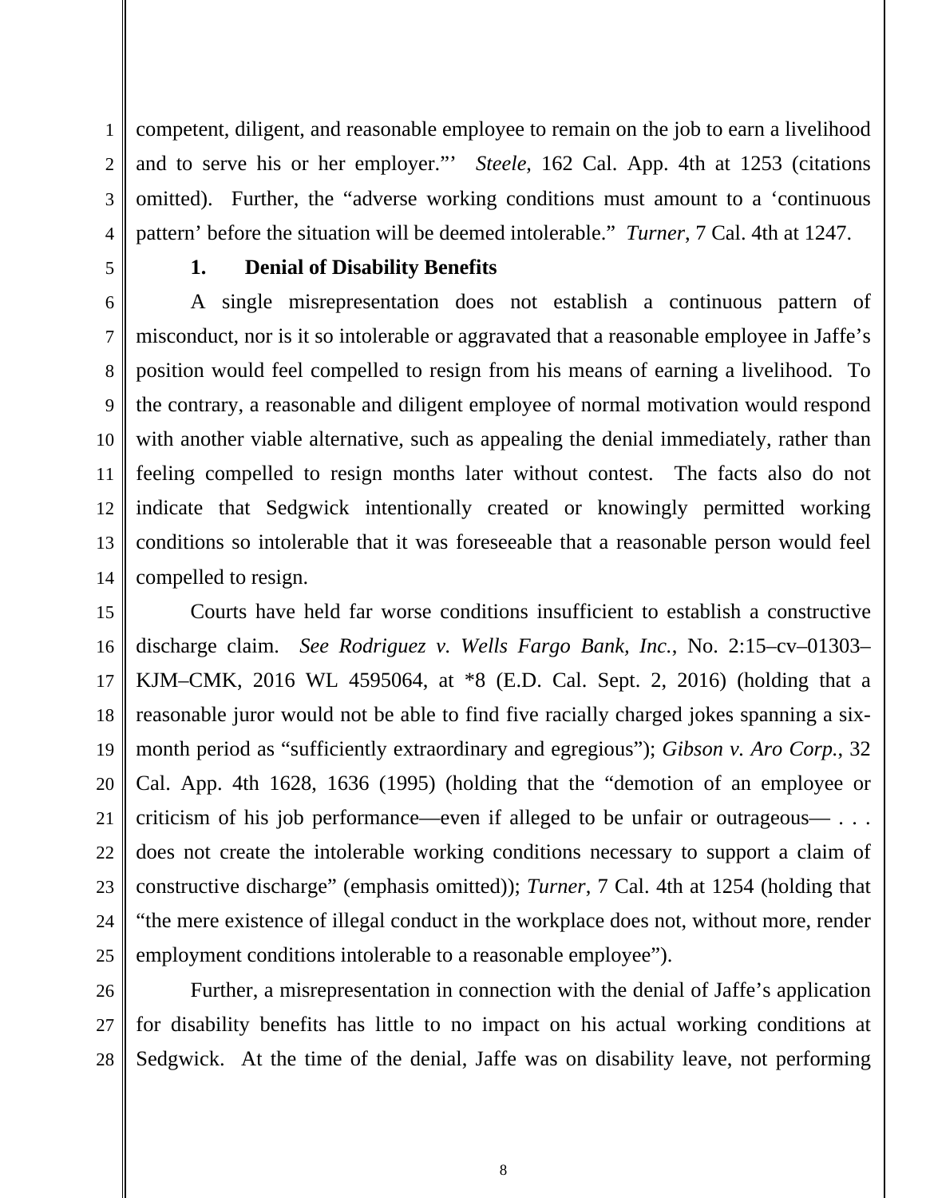competent, diligent, and reasonable employee to remain on the job to earn a livelihood and to serve his or her employer."' *Steele*, 162 Cal. App. 4th at 1253 (citations omitted). Further, the "adverse working conditions must amount to a 'continuous pattern' before the situation will be deemed intolerable." *Turner*, 7 Cal. 4th at 1247.

**1. Denial of Disability Benefits**

A single misrepresentation does not establish a continuous pattern of misconduct, nor is it so intolerable or aggravated that a reasonable employee in Jaffe's position would feel compelled to resign from his means of earning a livelihood. To the contrary, a reasonable and diligent employee of normal motivation would respond with another viable alternative, such as appealing the denial immediately, rather than feeling compelled to resign months later without contest. The facts also do not indicate that Sedgwick intentionally created or knowingly permitted working conditions so intolerable that it was foreseeable that a reasonable person would feel compelled to resign.

Courts have held far worse conditions insufficient to establish a constructive discharge claim. *See Rodriguez v. Wells Fargo Bank, Inc.*, No. 2:15–cv–01303–KJM–CMK, 2016 WL 4595064, at *8 (E.D. Cal. Sept. 2, 2016) (holding that a reasonable juror would not be able to find five racially charged jokes spanning a six-month period as "sufficiently extraordinary and egregious"); *Gibson v. Aro Corp.*, 32 Cal. App. 4th 1628, 1636 (1995) (holding that the "demotion of an employee or criticism of his job performance—even if alleged to be unfair or outrageous— . . . does not create the intolerable working conditions necessary to support a claim of constructive discharge" (emphasis omitted)); *Turner*, 7 Cal. 4th at 1254 (holding that "the mere existence of illegal conduct in the workplace does not, without more, render employment conditions intolerable to a reasonable employee").

Further, a misrepresentation in connection with the denial of Jaffe's application for disability benefits has little to no impact on his actual working conditions at Sedgwick. At the time of the denial, Jaffe was on disability leave, not performing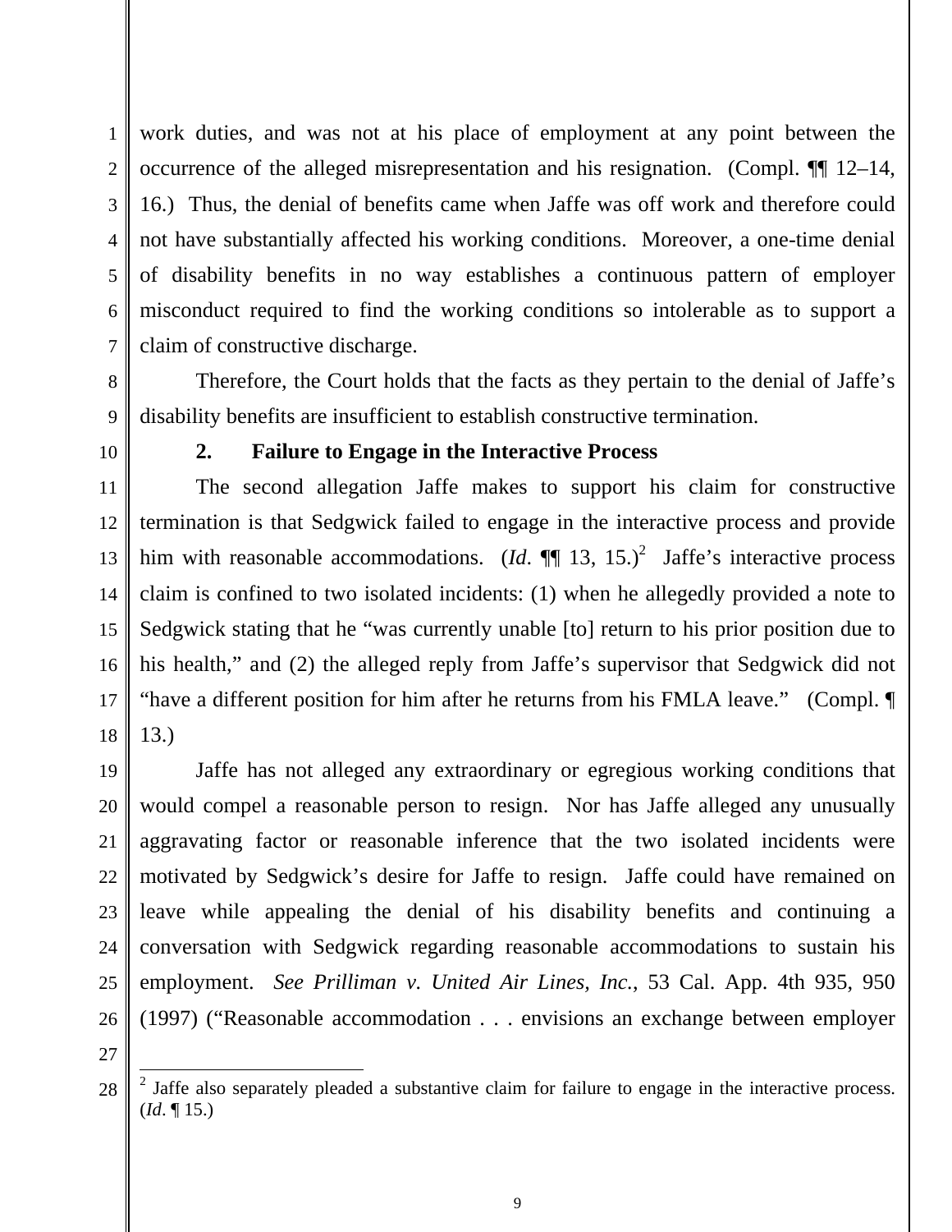work duties, and was not at his place of employment at any point between the occurrence of the alleged misrepresentation and his resignation. (Compl. ¶¶ 12–14, 16.) Thus, the denial of benefits came when Jaffe was off work and therefore could not have substantially affected his working conditions. Moreover, a one-time denial of disability benefits in no way establishes a continuous pattern of employer misconduct required to find the working conditions so intolerable as to support a claim of constructive discharge.

Therefore, the Court holds that the facts as they pertain to the denial of Jaffe's disability benefits are insufficient to establish constructive termination.

**2. Failure to Engage in the Interactive Process**

The second allegation Jaffe makes to support his claim for constructive termination is that Sedgwick failed to engage in the interactive process and provide him with reasonable accommodations. (*Id*. ¶¶ 13, 15.)[2] Jaffe's interactive process claim is confined to two isolated incidents: (1) when he allegedly provided a note to Sedgwick stating that he "was currently unable [to] return to his prior position due to his health," and (2) the alleged reply from Jaffe's supervisor that Sedgwick did not "have a different position for him after he returns from his FMLA leave." (Compl. ¶ 13.)

Jaffe has not alleged any extraordinary or egregious working conditions that would compel a reasonable person to resign. Nor has Jaffe alleged any unusually aggravating factor or reasonable inference that the two isolated incidents were motivated by Sedgwick's desire for Jaffe to resign. Jaffe could have remained on leave while appealing the denial of his disability benefits and continuing a conversation with Sedgwick regarding reasonable accommodations to sustain his employment. *See Prilliman v. United Air Lines, Inc.*, 53 Cal. App. 4th 935, 950 (1997) ("Reasonable accommodation . . . envisions an exchange between employer

---

[2] Jaffe also separately pleaded a substantive claim for failure to engage in the interactive process. (*Id*. ¶ 15.)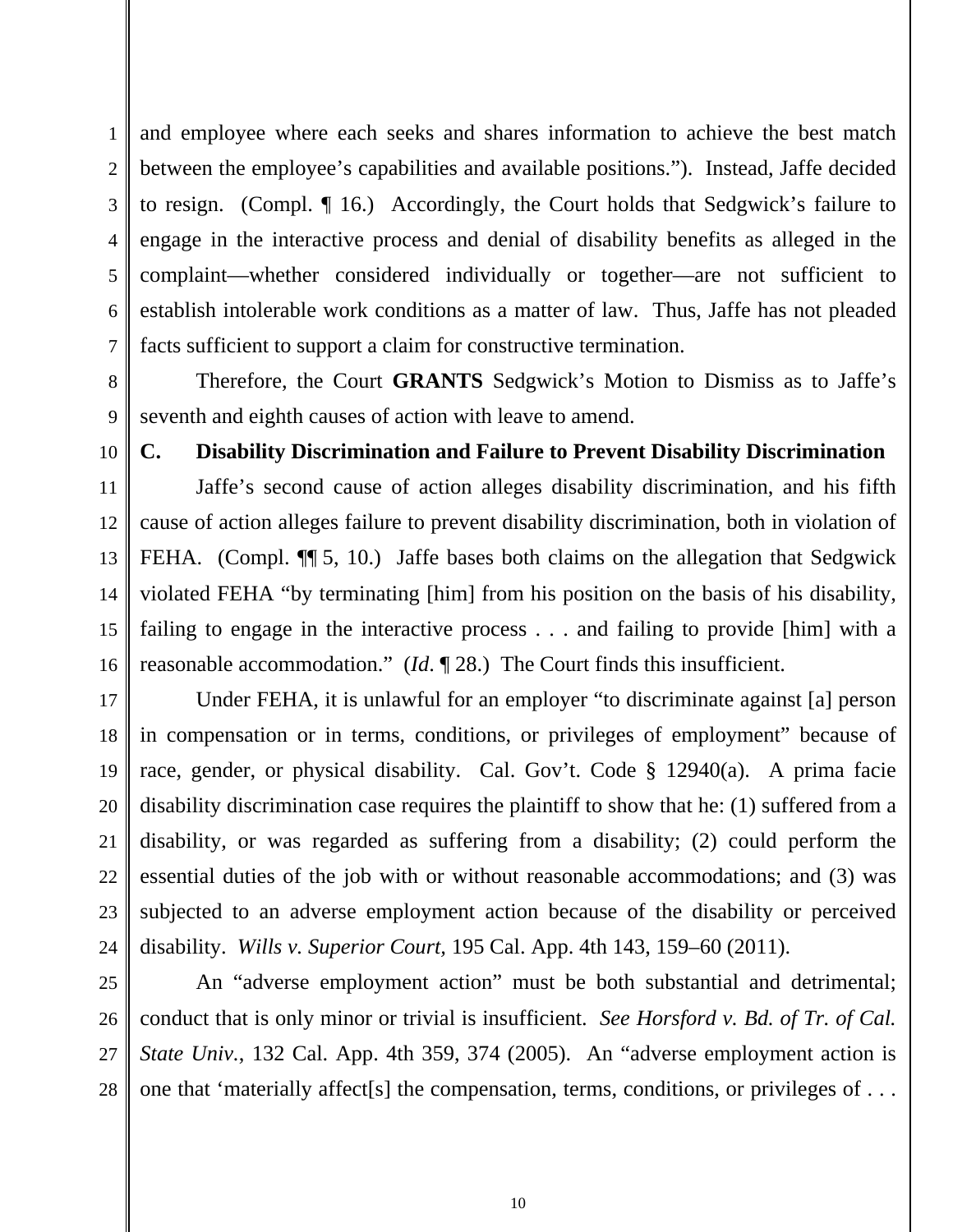and employee where each seeks and shares information to achieve the best match between the employee's capabilities and available positions."). Instead, Jaffe decided to resign. (Compl. ¶ 16.) Accordingly, the Court holds that Sedgwick's failure to engage in the interactive process and denial of disability benefits as alleged in the complaint—whether considered individually or together—are not sufficient to establish intolerable work conditions as a matter of law. Thus, Jaffe has not pleaded facts sufficient to support a claim for constructive termination.

Therefore, the Court **GRANTS** Sedgwick's Motion to Dismiss as to Jaffe's seventh and eighth causes of action with leave to amend.

**C. Disability Discrimination and Failure to Prevent Disability Discrimination**

Jaffe's second cause of action alleges disability discrimination, and his fifth cause of action alleges failure to prevent disability discrimination, both in violation of FEHA. (Compl. ¶¶ 5, 10.) Jaffe bases both claims on the allegation that Sedgwick violated FEHA "by terminating [him] from his position on the basis of his disability, failing to engage in the interactive process . . . and failing to provide [him] with a reasonable accommodation." (*Id.* ¶ 28.) The Court finds this insufficient.

Under FEHA, it is unlawful for an employer "to discriminate against [a] person in compensation or in terms, conditions, or privileges of employment" because of race, gender, or physical disability. Cal. Gov't. Code § 12940(a). A prima facie disability discrimination case requires the plaintiff to show that he: (1) suffered from a disability, or was regarded as suffering from a disability; (2) could perform the essential duties of the job with or without reasonable accommodations; and (3) was subjected to an adverse employment action because of the disability or perceived disability. *Wills v. Superior Court,* 195 Cal. App. 4th 143, 159–60 (2011).

An "adverse employment action" must be both substantial and detrimental; conduct that is only minor or trivial is insufficient. *See Horsford v. Bd. of Tr. of Cal. State Univ.*, 132 Cal. App. 4th 359, 374 (2005). An "adverse employment action is one that 'materially affect[s] the compensation, terms, conditions, or privileges of . . .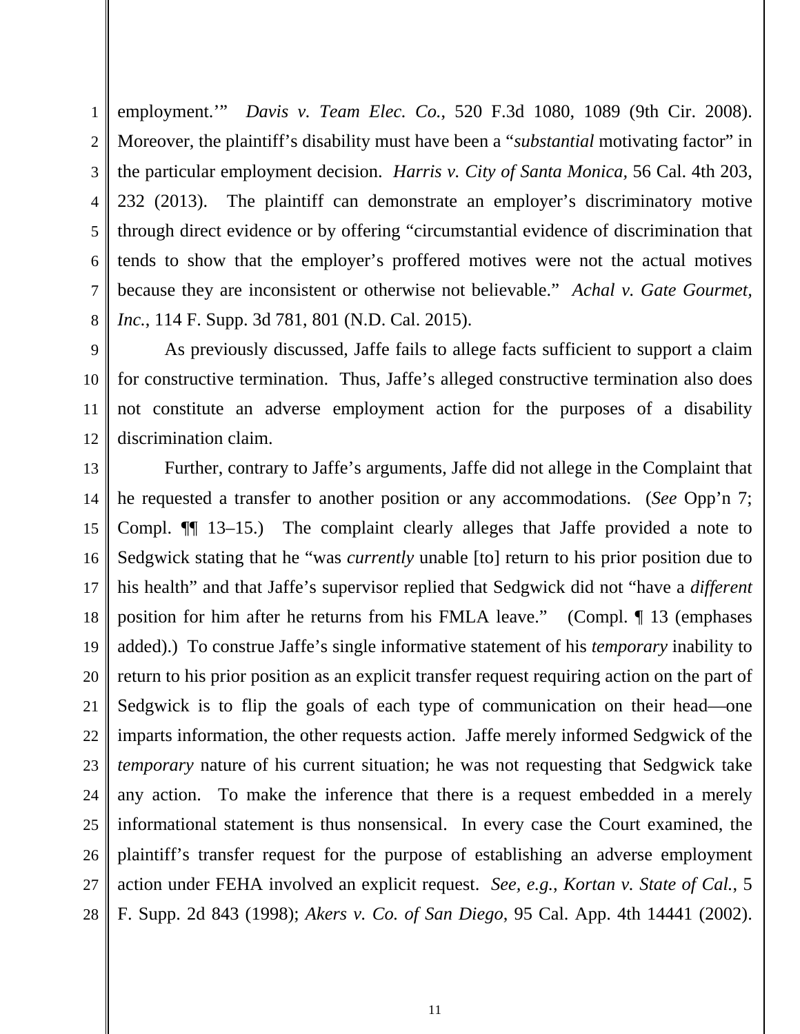employment.'" *Davis v. Team Elec. Co.*, 520 F.3d 1080, 1089 (9th Cir. 2008). Moreover, the plaintiff's disability must have been a "*substantial* motivating factor" in the particular employment decision. *Harris v. City of Santa Monica,* 56 Cal. 4th 203, 232 (2013). The plaintiff can demonstrate an employer's discriminatory motive through direct evidence or by offering "circumstantial evidence of discrimination that tends to show that the employer's proffered motives were not the actual motives because they are inconsistent or otherwise not believable." *Achal v. Gate Gourmet, Inc.*, 114 F. Supp. 3d 781, 801 (N.D. Cal. 2015).

As previously discussed, Jaffe fails to allege facts sufficient to support a claim for constructive termination. Thus, Jaffe's alleged constructive termination also does not constitute an adverse employment action for the purposes of a disability discrimination claim.

Further, contrary to Jaffe's arguments, Jaffe did not allege in the Complaint that he requested a transfer to another position or any accommodations. (*See* Opp'n 7; Compl. ¶¶ 13–15.) The complaint clearly alleges that Jaffe provided a note to Sedgwick stating that he "was *currently* unable [to] return to his prior position due to his health" and that Jaffe's supervisor replied that Sedgwick did not "have a *different* position for him after he returns from his FMLA leave." (Compl. ¶ 13 (emphases added).) To construe Jaffe's single informative statement of his *temporary* inability to return to his prior position as an explicit transfer request requiring action on the part of Sedgwick is to flip the goals of each type of communication on their head—one imparts information, the other requests action. Jaffe merely informed Sedgwick of the *temporary* nature of his current situation; he was not requesting that Sedgwick take any action. To make the inference that there is a request embedded in a merely informational statement is thus nonsensical. In every case the Court examined, the plaintiff's transfer request for the purpose of establishing an adverse employment action under FEHA involved an explicit request. *See, e.g.*, *Kortan v. State of Cal.*, 5 F. Supp. 2d 843 (1998); *Akers v. Co. of San Diego*, 95 Cal. App. 4th 14441 (2002).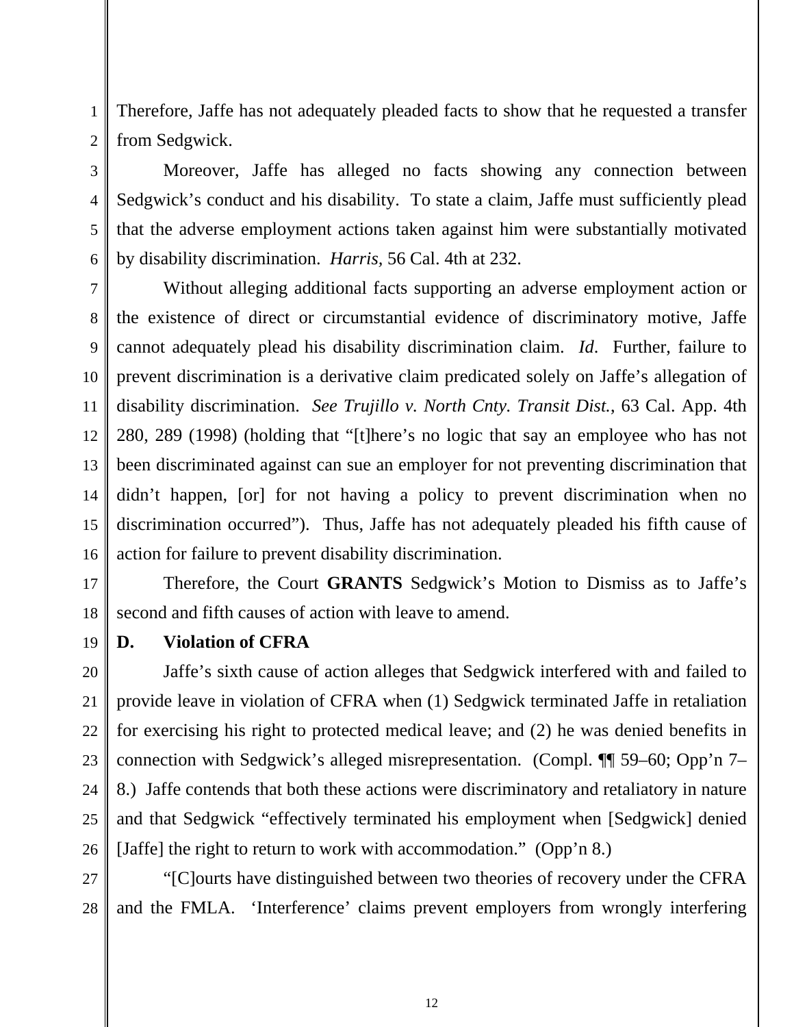Therefore, Jaffe has not adequately pleaded facts to show that he requested a transfer from Sedgwick.

Moreover, Jaffe has alleged no facts showing any connection between Sedgwick's conduct and his disability. To state a claim, Jaffe must sufficiently plead that the adverse employment actions taken against him were substantially motivated by disability discrimination. *Harris,* 56 Cal. 4th at 232.

Without alleging additional facts supporting an adverse employment action or the existence of direct or circumstantial evidence of discriminatory motive, Jaffe cannot adequately plead his disability discrimination claim. *Id*. Further, failure to prevent discrimination is a derivative claim predicated solely on Jaffe's allegation of disability discrimination. *See Trujillo v. North Cnty. Transit Dist.*, 63 Cal. App. 4th 280, 289 (1998) (holding that "[t]here's no logic that say an employee who has not been discriminated against can sue an employer for not preventing discrimination that didn't happen, [or] for not having a policy to prevent discrimination when no discrimination occurred"). Thus, Jaffe has not adequately pleaded his fifth cause of action for failure to prevent disability discrimination.

Therefore, the Court **GRANTS** Sedgwick's Motion to Dismiss as to Jaffe's second and fifth causes of action with leave to amend.

### D. Violation of CFRA

Jaffe's sixth cause of action alleges that Sedgwick interfered with and failed to provide leave in violation of CFRA when (1) Sedgwick terminated Jaffe in retaliation for exercising his right to protected medical leave; and (2) he was denied benefits in connection with Sedgwick's alleged misrepresentation. (Compl. ¶¶ 59–60; Opp'n 7–8.) Jaffe contends that both these actions were discriminatory and retaliatory in nature and that Sedgwick "effectively terminated his employment when [Sedgwick] denied [Jaffe] the right to return to work with accommodation." (Opp'n 8.)

"[C]ourts have distinguished between two theories of recovery under the CFRA and the FMLA. 'Interference' claims prevent employers from wrongly interfering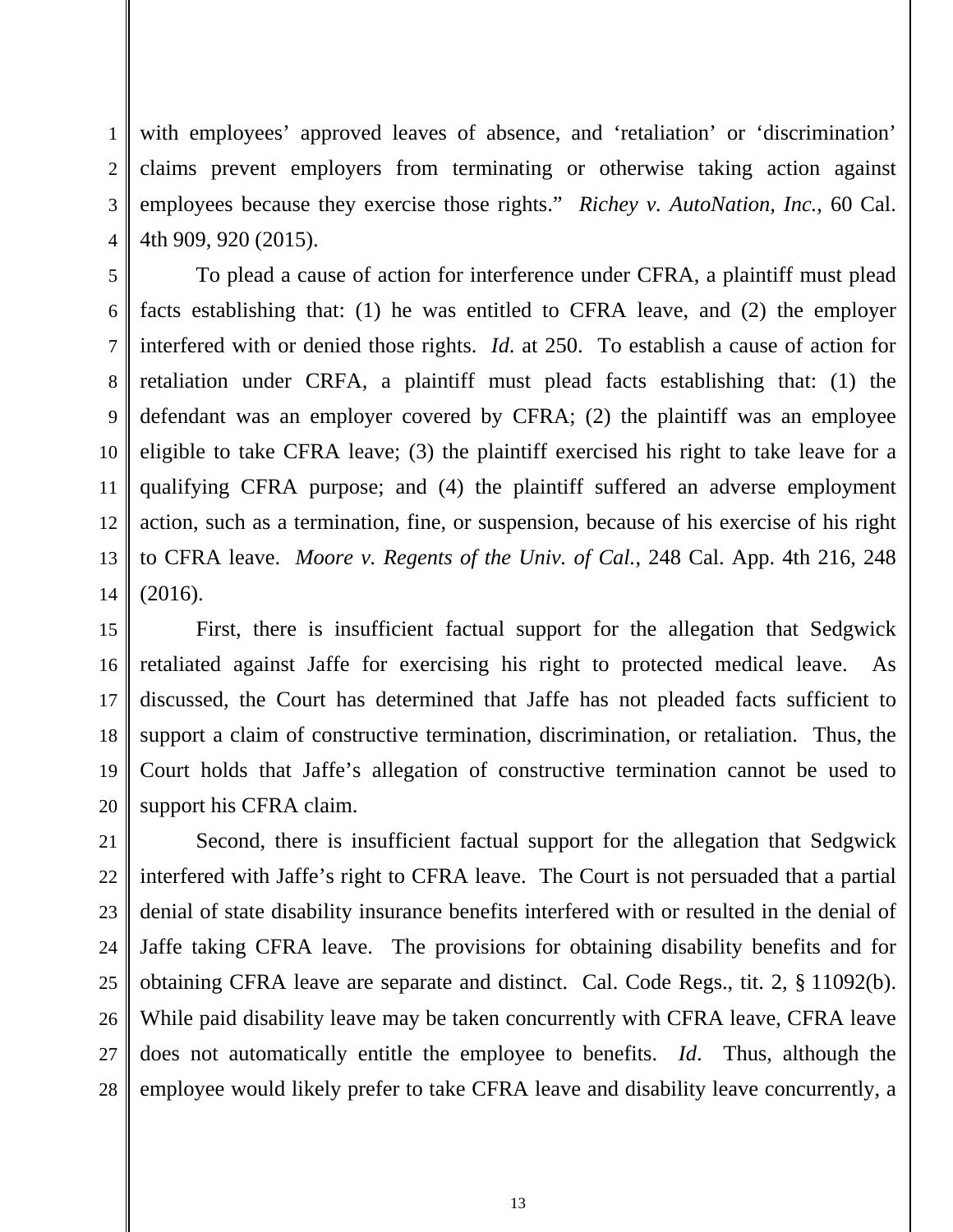with employees' approved leaves of absence, and 'retaliation' or 'discrimination' claims prevent employers from terminating or otherwise taking action against employees because they exercise those rights." *Richey v. AutoNation, Inc.*, 60 Cal. 4th 909, 920 (2015).

To plead a cause of action for interference under CFRA, a plaintiff must plead facts establishing that: (1) he was entitled to CFRA leave, and (2) the employer interfered with or denied those rights. *Id.* at 250. To establish a cause of action for retaliation under CRFA, a plaintiff must plead facts establishing that: (1) the defendant was an employer covered by CFRA; (2) the plaintiff was an employee eligible to take CFRA leave; (3) the plaintiff exercised his right to take leave for a qualifying CFRA purpose; and (4) the plaintiff suffered an adverse employment action, such as a termination, fine, or suspension, because of his exercise of his right to CFRA leave. *Moore v. Regents of the Univ. of Cal.*, 248 Cal. App. 4th 216, 248 (2016).

First, there is insufficient factual support for the allegation that Sedgwick retaliated against Jaffe for exercising his right to protected medical leave. As discussed, the Court has determined that Jaffe has not pleaded facts sufficient to support a claim of constructive termination, discrimination, or retaliation. Thus, the Court holds that Jaffe's allegation of constructive termination cannot be used to support his CFRA claim.

Second, there is insufficient factual support for the allegation that Sedgwick interfered with Jaffe's right to CFRA leave. The Court is not persuaded that a partial denial of state disability insurance benefits interfered with or resulted in the denial of Jaffe taking CFRA leave. The provisions for obtaining disability benefits and for obtaining CFRA leave are separate and distinct. Cal. Code Regs., tit. 2, § 11092(b). While paid disability leave may be taken concurrently with CFRA leave, CFRA leave does not automatically entitle the employee to benefits. *Id.* Thus, although the employee would likely prefer to take CFRA leave and disability leave concurrently, a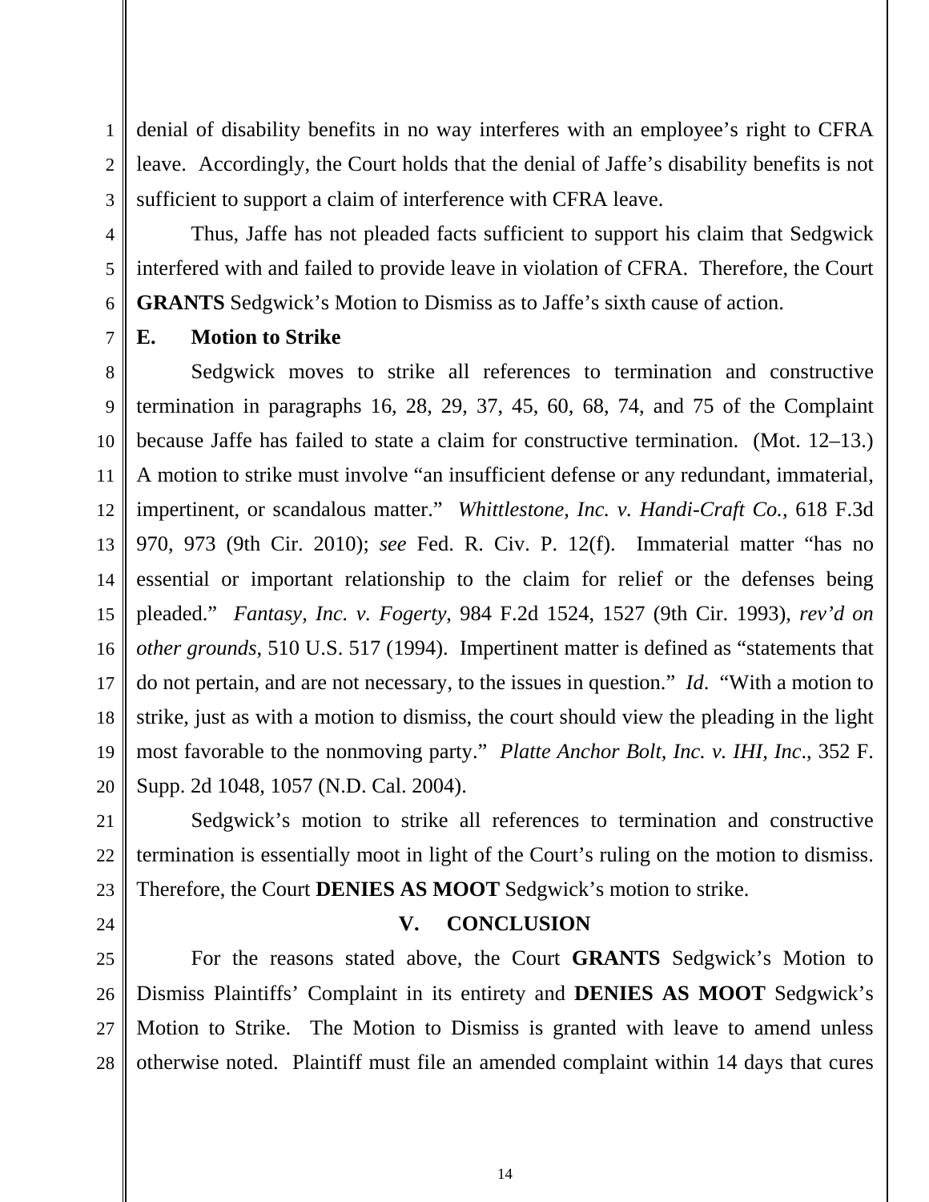denial of disability benefits in no way interferes with an employee's right to CFRA leave. Accordingly, the Court holds that the denial of Jaffe's disability benefits is not sufficient to support a claim of interference with CFRA leave.

Thus, Jaffe has not pleaded facts sufficient to support his claim that Sedgwick interfered with and failed to provide leave in violation of CFRA. Therefore, the Court **GRANTS** Sedgwick's Motion to Dismiss as to Jaffe's sixth cause of action.

**E. Motion to Strike**

Sedgwick moves to strike all references to termination and constructive termination in paragraphs 16, 28, 29, 37, 45, 60, 68, 74, and 75 of the Complaint because Jaffe has failed to state a claim for constructive termination. (Mot. 12–13.) A motion to strike must involve "an insufficient defense or any redundant, immaterial, impertinent, or scandalous matter." *Whittlestone, Inc. v. Handi-Craft Co.*, 618 F.3d 970, 973 (9th Cir. 2010); *see* Fed. R. Civ. P. 12(f). Immaterial matter "has no essential or important relationship to the claim for relief or the defenses being pleaded." *Fantasy, Inc. v. Fogerty*, 984 F.2d 1524, 1527 (9th Cir. 1993), *rev'd on other grounds*, 510 U.S. 517 (1994). Impertinent matter is defined as "statements that do not pertain, and are not necessary, to the issues in question." *Id*. "With a motion to strike, just as with a motion to dismiss, the court should view the pleading in the light most favorable to the nonmoving party." *Platte Anchor Bolt, Inc. v. IHI, Inc*., 352 F. Supp. 2d 1048, 1057 (N.D. Cal. 2004).

Sedgwick's motion to strike all references to termination and constructive termination is essentially moot in light of the Court's ruling on the motion to dismiss. Therefore, the Court **DENIES AS MOOT** Sedgwick's motion to strike.

## V. CONCLUSION

For the reasons stated above, the Court **GRANTS** Sedgwick's Motion to Dismiss Plaintiffs' Complaint in its entirety and **DENIES AS MOOT** Sedgwick's Motion to Strike. The Motion to Dismiss is granted with leave to amend unless otherwise noted. Plaintiff must file an amended complaint within 14 days that cures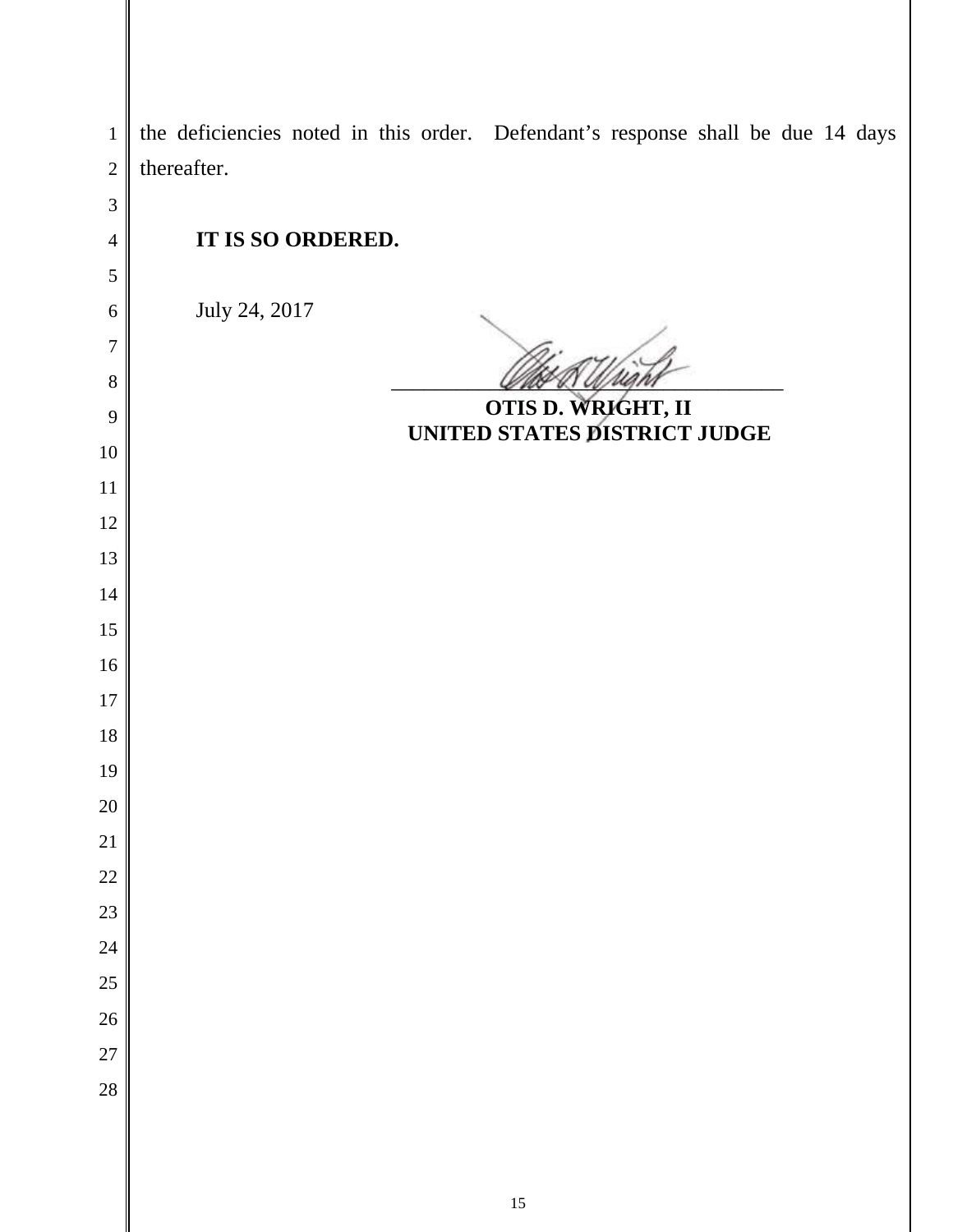the deficiencies noted in this order. Defendant's response shall be due 14 days thereafter.

**IT IS SO ORDERED.**

July 24, 2017

**OTIS D. WRIGHT, II**
**UNITED STATES DISTRICT JUDGE**